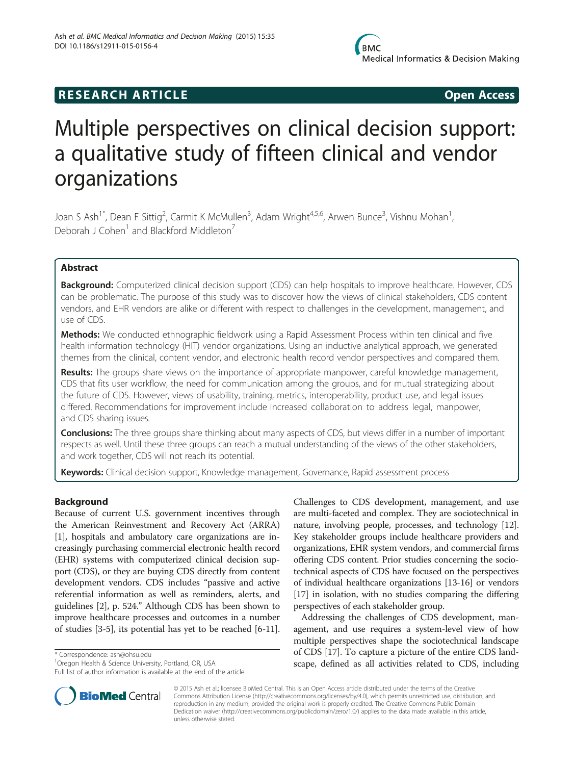RESEARCH ARTICLE Open Access

# Multiple perspectives on clinical decision support: a qualitative study of fifteen clinical and vendor organizations

Joan S Ash[1*], Dean F Sittig[2], Carmit K McMullen[3], Adam Wright[4,5,6], Arwen Bunce[3], Vishnu Mohan[1], Deborah J Cohen[1] and Blackford Middleton[7]

## Abstract

**Background:** Computerized clinical decision support (CDS) can help hospitals to improve healthcare. However, CDS can be problematic. The purpose of this study was to discover how the views of clinical stakeholders, CDS content vendors, and EHR vendors are alike or different with respect to challenges in the development, management, and use of CDS.

**Methods:** We conducted ethnographic fieldwork using a Rapid Assessment Process within ten clinical and five health information technology (HIT) vendor organizations. Using an inductive analytical approach, we generated themes from the clinical, content vendor, and electronic health record vendor perspectives and compared them.

**Results:** The groups share views on the importance of appropriate manpower, careful knowledge management, CDS that fits user workflow, the need for communication among the groups, and for mutual strategizing about the future of CDS. However, views of usability, training, metrics, interoperability, product use, and legal issues differed. Recommendations for improvement include increased collaboration to address legal, manpower, and CDS sharing issues.

**Conclusions:** The three groups share thinking about many aspects of CDS, but views differ in a number of important respects as well. Until these three groups can reach a mutual understanding of the views of the other stakeholders, and work together, CDS will not reach its potential.

**Keywords:** Clinical decision support, Knowledge management, Governance, Rapid assessment process

## Background

Because of current U.S. government incentives through the American Reinvestment and Recovery Act (ARRA) [1], hospitals and ambulatory care organizations are increasingly purchasing commercial electronic health record (EHR) systems with computerized clinical decision support (CDS), or they are buying CDS directly from content development vendors. CDS includes "passive and active referential information as well as reminders, alerts, and guidelines [2], p. 524." Although CDS has been shown to improve healthcare processes and outcomes in a number of studies [3-5], its potential has yet to be reached [6-11].

Challenges to CDS development, management, and use are multi-faceted and complex. They are sociotechnical in nature, involving people, processes, and technology [12]. Key stakeholder groups include healthcare providers and organizations, EHR system vendors, and commercial firms offering CDS content. Prior studies concerning the sociotechnical aspects of CDS have focused on the perspectives of individual healthcare organizations [13-16] or vendors [17] in isolation, with no studies comparing the differing perspectives of each stakeholder group.

Addressing the challenges of CDS development, management, and use requires a system-level view of how multiple perspectives shape the sociotechnical landscape of CDS [17]. To capture a picture of the entire CDS landscape, defined as all activities related to CDS, including

\* Correspondence: ash@ohsu.edu
[1]Oregon Health & Science University, Portland, OR, USA
Full list of author information is available at the end of the article

© 2015 Ash et al.; licensee BioMed Central. This is an Open Access article distributed under the terms of the Creative Commons Attribution License (http://creativecommons.org/licenses/by/4.0), which permits unrestricted use, distribution, and reproduction in any medium, provided the original work is properly credited. The Creative Commons Public Domain Dedication waiver (http://creativecommons.org/publicdomain/zero/1.0/) applies to the data made available in this article, unless otherwise stated.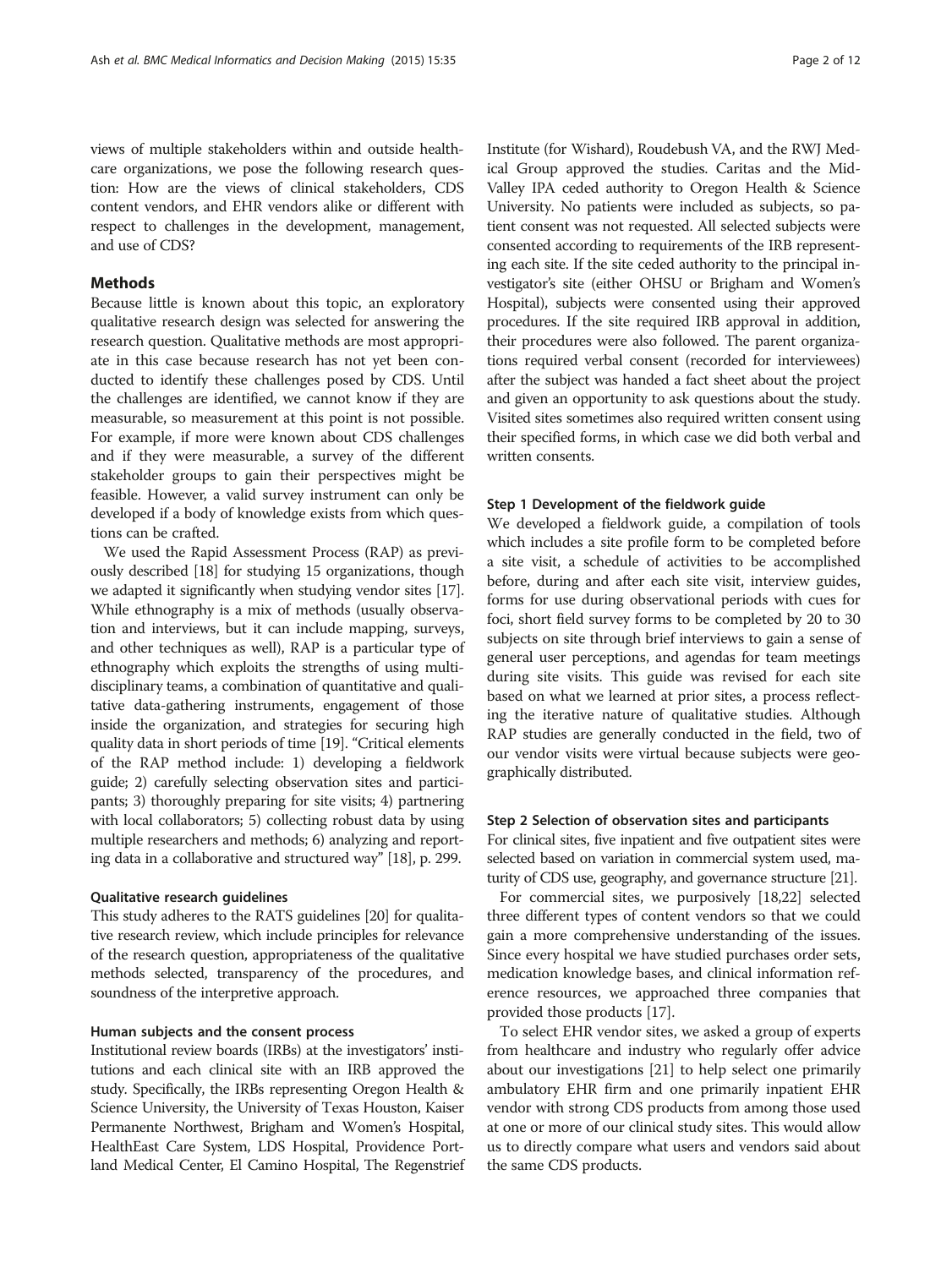views of multiple stakeholders within and outside healthcare organizations, we pose the following research question: How are the views of clinical stakeholders, CDS content vendors, and EHR vendors alike or different with respect to challenges in the development, management, and use of CDS?

## Methods

Because little is known about this topic, an exploratory qualitative research design was selected for answering the research question. Qualitative methods are most appropriate in this case because research has not yet been conducted to identify these challenges posed by CDS. Until the challenges are identified, we cannot know if they are measurable, so measurement at this point is not possible. For example, if more were known about CDS challenges and if they were measurable, a survey of the different stakeholder groups to gain their perspectives might be feasible. However, a valid survey instrument can only be developed if a body of knowledge exists from which questions can be crafted.

We used the Rapid Assessment Process (RAP) as previously described [18] for studying 15 organizations, though we adapted it significantly when studying vendor sites [17]. While ethnography is a mix of methods (usually observation and interviews, but it can include mapping, surveys, and other techniques as well), RAP is a particular type of ethnography which exploits the strengths of using multidisciplinary teams, a combination of quantitative and qualitative data-gathering instruments, engagement of those inside the organization, and strategies for securing high quality data in short periods of time [19]. "Critical elements of the RAP method include: 1) developing a fieldwork guide; 2) carefully selecting observation sites and participants; 3) thoroughly preparing for site visits; 4) partnering with local collaborators; 5) collecting robust data by using multiple researchers and methods; 6) analyzing and reporting data in a collaborative and structured way" [18], p. 299.

### Qualitative research guidelines

This study adheres to the RATS guidelines [20] for qualitative research review, which include principles for relevance of the research question, appropriateness of the qualitative methods selected, transparency of the procedures, and soundness of the interpretive approach.

### Human subjects and the consent process

Institutional review boards (IRBs) at the investigators' institutions and each clinical site with an IRB approved the study. Specifically, the IRBs representing Oregon Health & Science University, the University of Texas Houston, Kaiser Permanente Northwest, Brigham and Women's Hospital, HealthEast Care System, LDS Hospital, Providence Portland Medical Center, El Camino Hospital, The Regenstrief Institute (for Wishard), Roudebush VA, and the RWJ Medical Group approved the studies. Caritas and the Mid-Valley IPA ceded authority to Oregon Health & Science University. No patients were included as subjects, so patient consent was not requested. All selected subjects were consented according to requirements of the IRB representing each site. If the site ceded authority to the principal investigator's site (either OHSU or Brigham and Women's Hospital), subjects were consented using their approved procedures. If the site required IRB approval in addition, their procedures were also followed. The parent organizations required verbal consent (recorded for interviewees) after the subject was handed a fact sheet about the project and given an opportunity to ask questions about the study. Visited sites sometimes also required written consent using their specified forms, in which case we did both verbal and written consents.

### Step 1 Development of the fieldwork guide

We developed a fieldwork guide, a compilation of tools which includes a site profile form to be completed before a site visit, a schedule of activities to be accomplished before, during and after each site visit, interview guides, forms for use during observational periods with cues for foci, short field survey forms to be completed by 20 to 30 subjects on site through brief interviews to gain a sense of general user perceptions, and agendas for team meetings during site visits. This guide was revised for each site based on what we learned at prior sites, a process reflecting the iterative nature of qualitative studies. Although RAP studies are generally conducted in the field, two of our vendor visits were virtual because subjects were geographically distributed.

### Step 2 Selection of observation sites and participants

For clinical sites, five inpatient and five outpatient sites were selected based on variation in commercial system used, maturity of CDS use, geography, and governance structure [21].

For commercial sites, we purposively [18,22] selected three different types of content vendors so that we could gain a more comprehensive understanding of the issues. Since every hospital we have studied purchases order sets, medication knowledge bases, and clinical information reference resources, we approached three companies that provided those products [17].

To select EHR vendor sites, we asked a group of experts from healthcare and industry who regularly offer advice about our investigations [21] to help select one primarily ambulatory EHR firm and one primarily inpatient EHR vendor with strong CDS products from among those used at one or more of our clinical study sites. This would allow us to directly compare what users and vendors said about the same CDS products.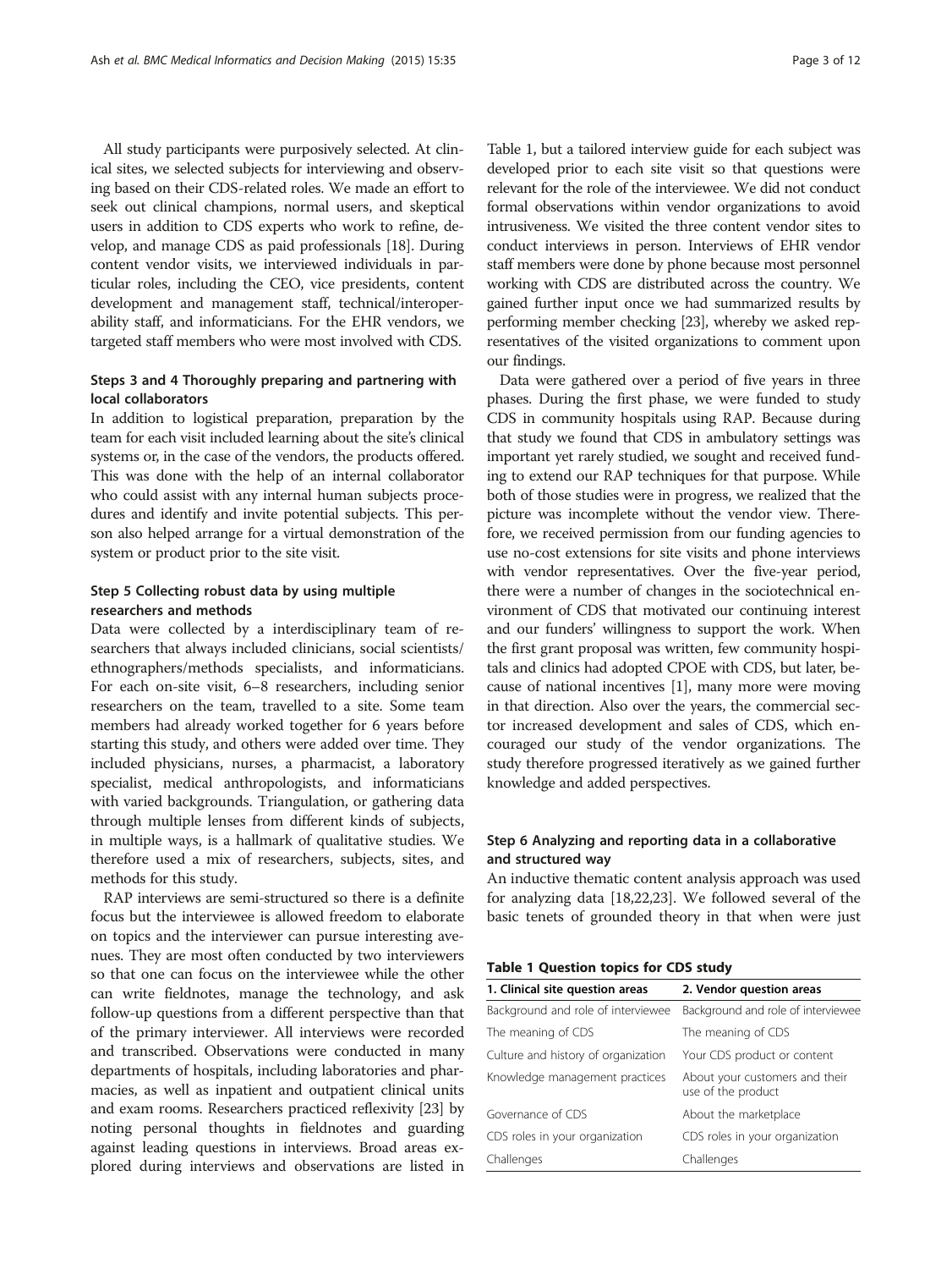All study participants were purposively selected. At clinical sites, we selected subjects for interviewing and observing based on their CDS-related roles. We made an effort to seek out clinical champions, normal users, and skeptical users in addition to CDS experts who work to refine, develop, and manage CDS as paid professionals [18]. During content vendor visits, we interviewed individuals in particular roles, including the CEO, vice presidents, content development and management staff, technical/interoperability staff, and informaticians. For the EHR vendors, we targeted staff members who were most involved with CDS.

### Steps 3 and 4 Thoroughly preparing and partnering with local collaborators

In addition to logistical preparation, preparation by the team for each visit included learning about the site's clinical systems or, in the case of the vendors, the products offered. This was done with the help of an internal collaborator who could assist with any internal human subjects procedures and identify and invite potential subjects. This person also helped arrange for a virtual demonstration of the system or product prior to the site visit.

### Step 5 Collecting robust data by using multiple researchers and methods

Data were collected by a interdisciplinary team of researchers that always included clinicians, social scientists/ethnographers/methods specialists, and informaticians. For each on-site visit, 6–8 researchers, including senior researchers on the team, travelled to a site. Some team members had already worked together for 6 years before starting this study, and others were added over time. They included physicians, nurses, a pharmacist, a laboratory specialist, medical anthropologists, and informaticians with varied backgrounds. Triangulation, or gathering data through multiple lenses from different kinds of subjects, in multiple ways, is a hallmark of qualitative studies. We therefore used a mix of researchers, subjects, sites, and methods for this study.

RAP interviews are semi-structured so there is a definite focus but the interviewee is allowed freedom to elaborate on topics and the interviewer can pursue interesting avenues. They are most often conducted by two interviewers so that one can focus on the interviewee while the other can write fieldnotes, manage the technology, and ask follow-up questions from a different perspective than that of the primary interviewer. All interviews were recorded and transcribed. Observations were conducted in many departments of hospitals, including laboratories and pharmacies, as well as inpatient and outpatient clinical units and exam rooms. Researchers practiced reflexivity [23] by noting personal thoughts in fieldnotes and guarding against leading questions in interviews. Broad areas explored during interviews and observations are listed in Table 1, but a tailored interview guide for each subject was developed prior to each site visit so that questions were relevant for the role of the interviewee. We did not conduct formal observations within vendor organizations to avoid intrusiveness. We visited the three content vendor sites to conduct interviews in person. Interviews of EHR vendor staff members were done by phone because most personnel working with CDS are distributed across the country. We gained further input once we had summarized results by performing member checking [23], whereby we asked representatives of the visited organizations to comment upon our findings.

Data were gathered over a period of five years in three phases. During the first phase, we were funded to study CDS in community hospitals using RAP. Because during that study we found that CDS in ambulatory settings was important yet rarely studied, we sought and received funding to extend our RAP techniques for that purpose. While both of those studies were in progress, we realized that the picture was incomplete without the vendor view. Therefore, we received permission from our funding agencies to use no-cost extensions for site visits and phone interviews with vendor representatives. Over the five-year period, there were a number of changes in the sociotechnical environment of CDS that motivated our continuing interest and our funders' willingness to support the work. When the first grant proposal was written, few community hospitals and clinics had adopted CPOE with CDS, but later, because of national incentives [1], many more were moving in that direction. Also over the years, the commercial sector increased development and sales of CDS, which encouraged our study of the vendor organizations. The study therefore progressed iteratively as we gained further knowledge and added perspectives.

### Step 6 Analyzing and reporting data in a collaborative and structured way

An inductive thematic content analysis approach was used for analyzing data [18,22,23]. We followed several of the basic tenets of grounded theory in that when were just

**Table 1 Question topics for CDS study**

| 1. Clinical site question areas | 2. Vendor question areas |
|---|---|
| Background and role of interviewee | Background and role of interviewee |
| The meaning of CDS | The meaning of CDS |
| Culture and history of organization | Your CDS product or content |
| Knowledge management practices | About your customers and their use of the product |
| Governance of CDS | About the marketplace |
| CDS roles in your organization | CDS roles in your organization |
| Challenges | Challenges |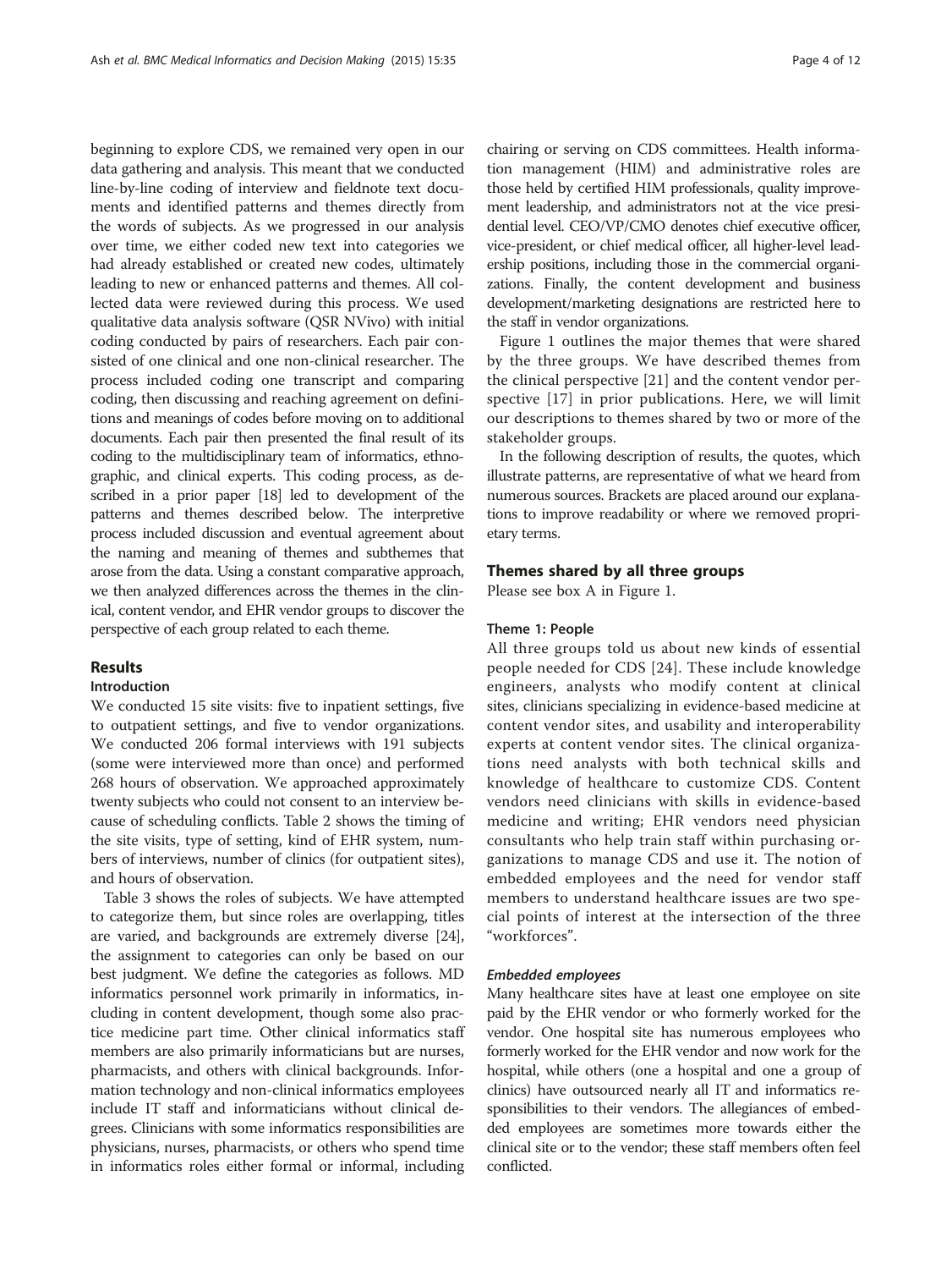beginning to explore CDS, we remained very open in our data gathering and analysis. This meant that we conducted line-by-line coding of interview and fieldnote text documents and identified patterns and themes directly from the words of subjects. As we progressed in our analysis over time, we either coded new text into categories we had already established or created new codes, ultimately leading to new or enhanced patterns and themes. All collected data were reviewed during this process. We used qualitative data analysis software (QSR NVivo) with initial coding conducted by pairs of researchers. Each pair consisted of one clinical and one non-clinical researcher. The process included coding one transcript and comparing coding, then discussing and reaching agreement on definitions and meanings of codes before moving on to additional documents. Each pair then presented the final result of its coding to the multidisciplinary team of informatics, ethnographic, and clinical experts. This coding process, as described in a prior paper [18] led to development of the patterns and themes described below. The interpretive process included discussion and eventual agreement about the naming and meaning of themes and subthemes that arose from the data. Using a constant comparative approach, we then analyzed differences across the themes in the clinical, content vendor, and EHR vendor groups to discover the perspective of each group related to each theme.

## Results

### Introduction

We conducted 15 site visits: five to inpatient settings, five to outpatient settings, and five to vendor organizations. We conducted 206 formal interviews with 191 subjects (some were interviewed more than once) and performed 268 hours of observation. We approached approximately twenty subjects who could not consent to an interview because of scheduling conflicts. Table 2 shows the timing of the site visits, type of setting, kind of EHR system, numbers of interviews, number of clinics (for outpatient sites), and hours of observation.

Table 3 shows the roles of subjects. We have attempted to categorize them, but since roles are overlapping, titles are varied, and backgrounds are extremely diverse [24], the assignment to categories can only be based on our best judgment. We define the categories as follows. MD informatics personnel work primarily in informatics, including in content development, though some also practice medicine part time. Other clinical informatics staff members are also primarily informaticians but are nurses, pharmacists, and others with clinical backgrounds. Information technology and non-clinical informatics employees include IT staff and informaticians without clinical degrees. Clinicians with some informatics responsibilities are physicians, nurses, pharmacists, or others who spend time in informatics roles either formal or informal, including chairing or serving on CDS committees. Health information management (HIM) and administrative roles are those held by certified HIM professionals, quality improvement leadership, and administrators not at the vice presidential level. CEO/VP/CMO denotes chief executive officer, vice-president, or chief medical officer, all higher-level leadership positions, including those in the commercial organizations. Finally, the content development and business development/marketing designations are restricted here to the staff in vendor organizations.

Figure 1 outlines the major themes that were shared by the three groups. We have described themes from the clinical perspective [21] and the content vendor perspective [17] in prior publications. Here, we will limit our descriptions to themes shared by two or more of the stakeholder groups.

In the following description of results, the quotes, which illustrate patterns, are representative of what we heard from numerous sources. Brackets are placed around our explanations to improve readability or where we removed proprietary terms.

### Themes shared by all three groups

Please see box A in Figure 1.

#### Theme 1: People

All three groups told us about new kinds of essential people needed for CDS [24]. These include knowledge engineers, analysts who modify content at clinical sites, clinicians specializing in evidence-based medicine at content vendor sites, and usability and interoperability experts at content vendor sites. The clinical organizations need analysts with both technical skills and knowledge of healthcare to customize CDS. Content vendors need clinicians with skills in evidence-based medicine and writing; EHR vendors need physician consultants who help train staff within purchasing organizations to manage CDS and use it. The notion of embedded employees and the need for vendor staff members to understand healthcare issues are two special points of interest at the intersection of the three "workforces".

##### *Embedded employees*

Many healthcare sites have at least one employee on site paid by the EHR vendor or who formerly worked for the vendor. One hospital site has numerous employees who formerly worked for the EHR vendor and now work for the hospital, while others (one a hospital and one a group of clinics) have outsourced nearly all IT and informatics responsibilities to their vendors. The allegiances of embedded employees are sometimes more towards either the clinical site or to the vendor; these staff members often feel conflicted.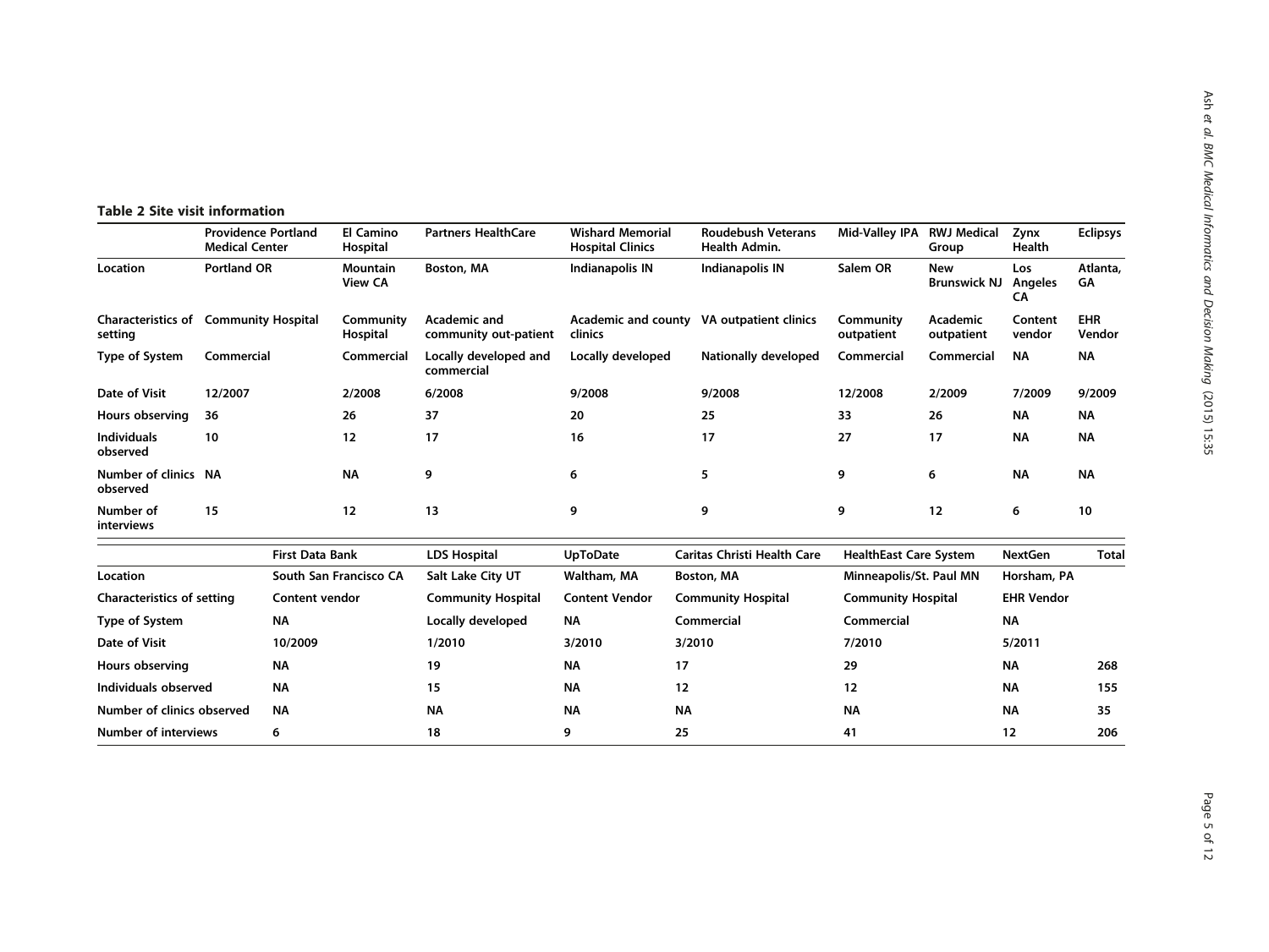**Table 2 Site visit information**

| | Providence Portland Medical Center | El Camino Hospital | Partners HealthCare | Wishard Memorial Hospital Clinics | Roudebush Veterans Health Admin. | Mid-Valley IPA | RWJ Medical Group | Zynx Health | Eclipsys |
|---|---|---|---|---|---|---|---|---|---|
| Location | Portland OR | Mountain View CA | Boston, MA | Indianapolis IN | Indianapolis IN | Salem OR | New Brunswick NJ | Los Angeles CA | Atlanta, GA |
| Characteristics of setting | Community Hospital | Community Hospital | Academic and community out-patient | Academic and county clinics | VA outpatient clinics | Community outpatient | Academic outpatient | Content vendor | EHR Vendor |
| Type of System | Commercial | Commercial | Locally developed and commercial | Locally developed | Nationally developed | Commercial | Commercial | NA | NA |
| Date of Visit | 12/2007 | 2/2008 | 6/2008 | 9/2008 | 9/2008 | 12/2008 | 2/2009 | 7/2009 | 9/2009 |
| Hours observing | 36 | 26 | 37 | 20 | 25 | 33 | 26 | NA | NA |
| Individuals observed | 10 | 12 | 17 | 16 | 17 | 27 | 17 | NA | NA |
| Number of clinics observed | NA | NA | 9 | 6 | 5 | 9 | 6 | NA | NA |
| Number of interviews | 15 | 12 | 13 | 9 | 9 | 9 | 12 | 6 | 10 |

| | First Data Bank | LDS Hospital | UpToDate | Caritas Christi Health Care | HealthEast Care System | NextGen | Total |
|---|---|---|---|---|---|---|---|
| Location | South San Francisco CA | Salt Lake City UT | Waltham, MA | Boston, MA | Minneapolis/St. Paul MN | Horsham, PA | |
| Characteristics of setting | Content vendor | Community Hospital | Content Vendor | Community Hospital | Community Hospital | EHR Vendor | |
| Type of System | NA | Locally developed | NA | Commercial | Commercial | NA | |
| Date of Visit | 10/2009 | 1/2010 | 3/2010 | 3/2010 | 7/2010 | 5/2011 | |
| Hours observing | NA | 19 | NA | 17 | 29 | NA | 268 |
| Individuals observed | NA | 15 | NA | 12 | 12 | NA | 155 |
| Number of clinics observed | NA | NA | NA | NA | NA | NA | 35 |
| Number of interviews | 6 | 18 | 9 | 25 | 41 | 12 | 206 |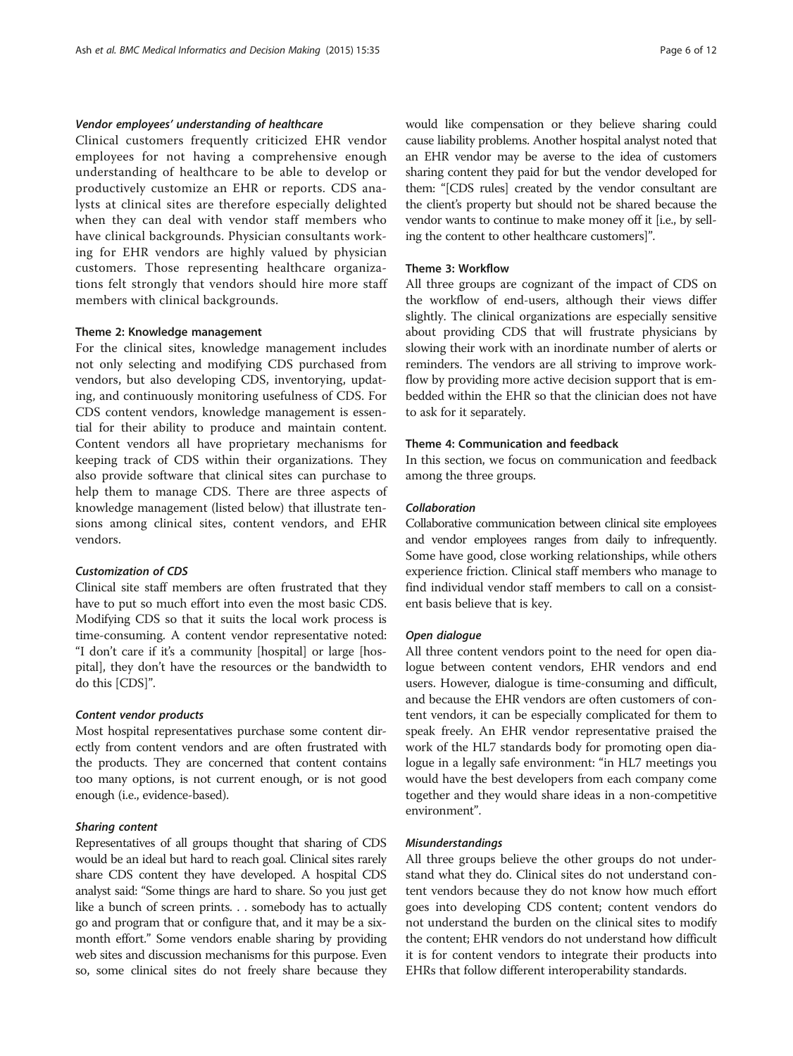#### *Vendor employees' understanding of healthcare*

Clinical customers frequently criticized EHR vendor employees for not having a comprehensive enough understanding of healthcare to be able to develop or productively customize an EHR or reports. CDS analysts at clinical sites are therefore especially delighted when they can deal with vendor staff members who have clinical backgrounds. Physician consultants working for EHR vendors are highly valued by physician customers. Those representing healthcare organizations felt strongly that vendors should hire more staff members with clinical backgrounds.

### Theme 2: Knowledge management

For the clinical sites, knowledge management includes not only selecting and modifying CDS purchased from vendors, but also developing CDS, inventorying, updating, and continuously monitoring usefulness of CDS. For CDS content vendors, knowledge management is essential for their ability to produce and maintain content. Content vendors all have proprietary mechanisms for keeping track of CDS within their organizations. They also provide software that clinical sites can purchase to help them to manage CDS. There are three aspects of knowledge management (listed below) that illustrate tensions among clinical sites, content vendors, and EHR vendors.

#### *Customization of CDS*

Clinical site staff members are often frustrated that they have to put so much effort into even the most basic CDS. Modifying CDS so that it suits the local work process is time-consuming. A content vendor representative noted: "I don't care if it's a community [hospital] or large [hospital], they don't have the resources or the bandwidth to do this [CDS]".

#### *Content vendor products*

Most hospital representatives purchase some content directly from content vendors and are often frustrated with the products. They are concerned that content contains too many options, is not current enough, or is not good enough (i.e., evidence-based).

#### *Sharing content*

Representatives of all groups thought that sharing of CDS would be an ideal but hard to reach goal. Clinical sites rarely share CDS content they have developed. A hospital CDS analyst said: "Some things are hard to share. So you just get like a bunch of screen prints. . . somebody has to actually go and program that or configure that, and it may be a six-month effort." Some vendors enable sharing by providing web sites and discussion mechanisms for this purpose. Even so, some clinical sites do not freely share because they would like compensation or they believe sharing could cause liability problems. Another hospital analyst noted that an EHR vendor may be averse to the idea of customers sharing content they paid for but the vendor developed for them: "[CDS rules] created by the vendor consultant are the client's property but should not be shared because the vendor wants to continue to make money off it [i.e., by selling the content to other healthcare customers]".

### Theme 3: Workflow

All three groups are cognizant of the impact of CDS on the workflow of end-users, although their views differ slightly. The clinical organizations are especially sensitive about providing CDS that will frustrate physicians by slowing their work with an inordinate number of alerts or reminders. The vendors are all striving to improve workflow by providing more active decision support that is embedded within the EHR so that the clinician does not have to ask for it separately.

### Theme 4: Communication and feedback

In this section, we focus on communication and feedback among the three groups.

#### *Collaboration*

Collaborative communication between clinical site employees and vendor employees ranges from daily to infrequently. Some have good, close working relationships, while others experience friction. Clinical staff members who manage to find individual vendor staff members to call on a consistent basis believe that is key.

#### *Open dialogue*

All three content vendors point to the need for open dialogue between content vendors, EHR vendors and end users. However, dialogue is time-consuming and difficult, and because the EHR vendors are often customers of content vendors, it can be especially complicated for them to speak freely. An EHR vendor representative praised the work of the HL7 standards body for promoting open dialogue in a legally safe environment: "in HL7 meetings you would have the best developers from each company come together and they would share ideas in a non-competitive environment".

#### *Misunderstandings*

All three groups believe the other groups do not understand what they do. Clinical sites do not understand content vendors because they do not know how much effort goes into developing CDS content; content vendors do not understand the burden on the clinical sites to modify the content; EHR vendors do not understand how difficult it is for content vendors to integrate their products into EHRs that follow different interoperability standards.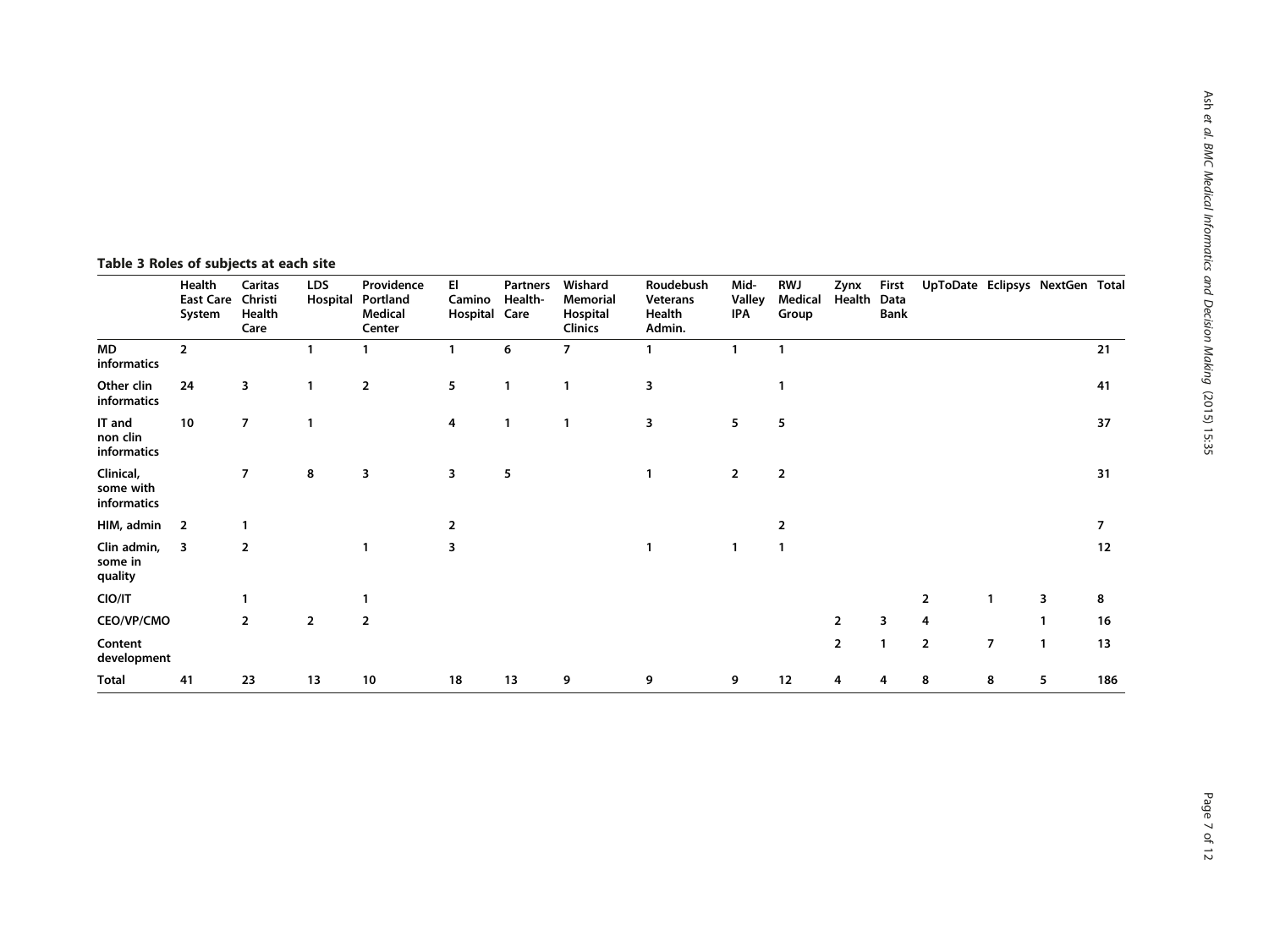**Table 3 Roles of subjects at each site**

| | Health East Care System | Caritas Christi Health Care | LDS Hospital | Providence Portland Medical Center | El Camino Hospital | Partners Health-Care | Wishard Memorial Hospital Clinics | Roudebush Veterans Health Admin. | Mid-Valley IPA | RWJ Medical Group | Zynx Health | First Data Bank | UpToDate | Eclipsys | NextGen | Total |
|---|---|---|---|---|---|---|---|---|---|---|---|---|---|---|---|---|
| **MD informatics** | 2 | | 1 | 1 | 1 | 6 | 7 | 1 | 1 | 1 | | | | | | 21 |
| **Other clin informatics** | 24 | 3 | 1 | 2 | 5 | 1 | 1 | 3 | | 1 | | | | | | 41 |
| **IT and non clin informatics** | 10 | 7 | 1 | | 4 | 1 | 1 | 3 | 5 | 5 | | | | | | 37 |
| **Clinical, some with informatics** | | 7 | 8 | 3 | 3 | 5 | | 1 | 2 | 2 | | | | | | 31 |
| **HIM, admin** | 2 | 1 | | | 2 | | | | | 2 | | | | | | 7 |
| **Clin admin, some in quality** | 3 | 2 | | 1 | 3 | | | 1 | 1 | 1 | | | | | | 12 |
| **CIO/IT** | | 1 | | 1 | | | | | | | | | 2 | 1 | 3 | 8 |
| **CEO/VP/CMO** | | 2 | 2 | 2 | | | | | | | 2 | 3 | 4 | | 1 | 16 |
| **Content development** | | | | | | | | | | | 2 | 1 | 2 | 7 | 1 | 13 |
| **Total** | 41 | 23 | 13 | 10 | 18 | 13 | 9 | 9 | 9 | 12 | 4 | 4 | 8 | 8 | 5 | 186 |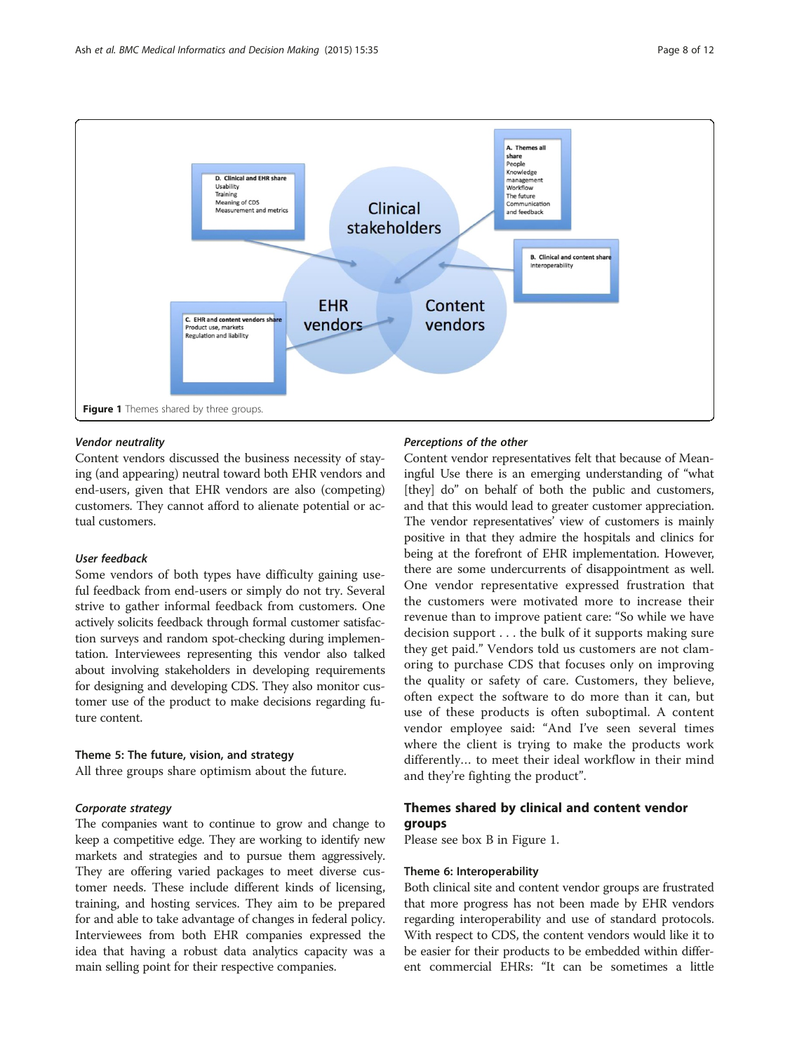Figure 1 Themes shared by three groups.

*Vendor neutrality*

Content vendors discussed the business necessity of staying (and appearing) neutral toward both EHR vendors and end-users, given that EHR vendors are also (competing) customers. They cannot afford to alienate potential or actual customers.

*User feedback*

Some vendors of both types have difficulty gaining useful feedback from end-users or simply do not try. Several strive to gather informal feedback from customers. One actively solicits feedback through formal customer satisfaction surveys and random spot-checking during implementation. Interviewees representing this vendor also talked about involving stakeholders in developing requirements for designing and developing CDS. They also monitor customer use of the product to make decisions regarding future content.

#### Theme 5: The future, vision, and strategy

All three groups share optimism about the future.

*Corporate strategy*

The companies want to continue to grow and change to keep a competitive edge. They are working to identify new markets and strategies and to pursue them aggressively. They are offering varied packages to meet diverse customer needs. These include different kinds of licensing, training, and hosting services. They aim to be prepared for and able to take advantage of changes in federal policy. Interviewees from both EHR companies expressed the idea that having a robust data analytics capacity was a main selling point for their respective companies.

*Perceptions of the other*

Content vendor representatives felt that because of Meaningful Use there is an emerging understanding of "what [they] do" on behalf of both the public and customers, and that this would lead to greater customer appreciation. The vendor representatives' view of customers is mainly positive in that they admire the hospitals and clinics for being at the forefront of EHR implementation. However, there are some undercurrents of disappointment as well. One vendor representative expressed frustration that the customers were motivated more to increase their revenue than to improve patient care: "So while we have decision support . . . the bulk of it supports making sure they get paid." Vendors told us customers are not clamoring to purchase CDS that focuses only on improving the quality or safety of care. Customers, they believe, often expect the software to do more than it can, but use of these products is often suboptimal. A content vendor employee said: "And I've seen several times where the client is trying to make the products work differently… to meet their ideal workflow in their mind and they're fighting the product".

### Themes shared by clinical and content vendor groups

Please see box B in Figure 1.

#### Theme 6: Interoperability

Both clinical site and content vendor groups are frustrated that more progress has not been made by EHR vendors regarding interoperability and use of standard protocols. With respect to CDS, the content vendors would like it to be easier for their products to be embedded within different commercial EHRs: "It can be sometimes a little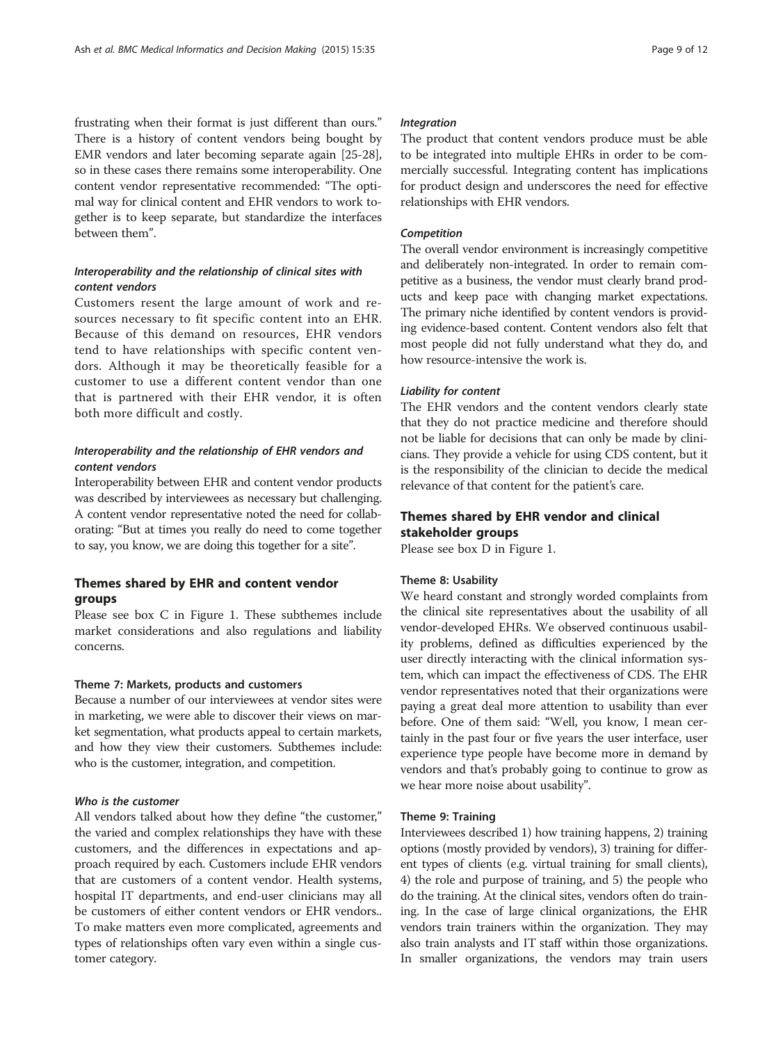frustrating when their format is just different than ours." There is a history of content vendors being bought by EMR vendors and later becoming separate again [25-28], so in these cases there remains some interoperability. One content vendor representative recommended: "The optimal way for clinical content and EHR vendors to work together is to keep separate, but standardize the interfaces between them".

#### *Interoperability and the relationship of clinical sites with content vendors*

Customers resent the large amount of work and resources necessary to fit specific content into an EHR. Because of this demand on resources, EHR vendors tend to have relationships with specific content vendors. Although it may be theoretically feasible for a customer to use a different content vendor than one that is partnered with their EHR vendor, it is often both more difficult and costly.

#### *Interoperability and the relationship of EHR vendors and content vendors*

Interoperability between EHR and content vendor products was described by interviewees as necessary but challenging. A content vendor representative noted the need for collaborating: "But at times you really do need to come together to say, you know, we are doing this together for a site".

## Themes shared by EHR and content vendor groups

Please see box C in Figure 1. These subthemes include market considerations and also regulations and liability concerns.

### Theme 7: Markets, products and customers

Because a number of our interviewees at vendor sites were in marketing, we were able to discover their views on market segmentation, what products appeal to certain markets, and how they view their customers. Subthemes include: who is the customer, integration, and competition.

#### *Who is the customer*

All vendors talked about how they define "the customer," the varied and complex relationships they have with these customers, and the differences in expectations and approach required by each. Customers include EHR vendors that are customers of a content vendor. Health systems, hospital IT departments, and end-user clinicians may all be customers of either content vendors or EHR vendors.. To make matters even more complicated, agreements and types of relationships often vary even within a single customer category.

#### *Integration*

The product that content vendors produce must be able to be integrated into multiple EHRs in order to be commercially successful. Integrating content has implications for product design and underscores the need for effective relationships with EHR vendors.

#### *Competition*

The overall vendor environment is increasingly competitive and deliberately non-integrated. In order to remain competitive as a business, the vendor must clearly brand products and keep pace with changing market expectations. The primary niche identified by content vendors is providing evidence-based content. Content vendors also felt that most people did not fully understand what they do, and how resource-intensive the work is.

#### *Liability for content*

The EHR vendors and the content vendors clearly state that they do not practice medicine and therefore should not be liable for decisions that can only be made by clinicians. They provide a vehicle for using CDS content, but it is the responsibility of the clinician to decide the medical relevance of that content for the patient's care.

## Themes shared by EHR vendor and clinical stakeholder groups

Please see box D in Figure 1.

### Theme 8: Usability

We heard constant and strongly worded complaints from the clinical site representatives about the usability of all vendor-developed EHRs. We observed continuous usability problems, defined as difficulties experienced by the user directly interacting with the clinical information system, which can impact the effectiveness of CDS. The EHR vendor representatives noted that their organizations were paying a great deal more attention to usability than ever before. One of them said: "Well, you know, I mean certainly in the past four or five years the user interface, user experience type people have become more in demand by vendors and that's probably going to continue to grow as we hear more noise about usability".

### Theme 9: Training

Interviewees described 1) how training happens, 2) training options (mostly provided by vendors), 3) training for different types of clients (e.g. virtual training for small clients), 4) the role and purpose of training, and 5) the people who do the training. At the clinical sites, vendors often do training. In the case of large clinical organizations, the EHR vendors train trainers within the organization. They may also train analysts and IT staff within those organizations. In smaller organizations, the vendors may train users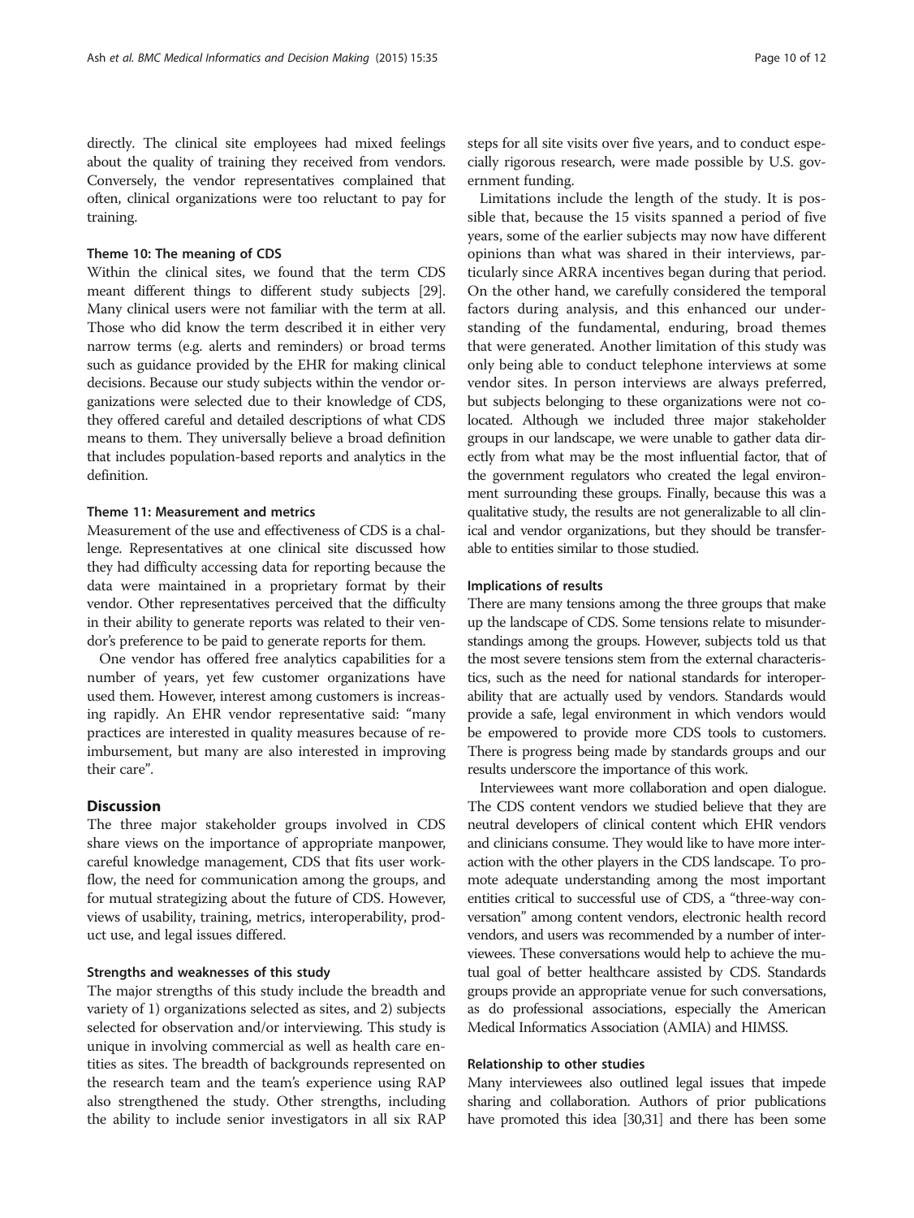directly. The clinical site employees had mixed feelings about the quality of training they received from vendors. Conversely, the vendor representatives complained that often, clinical organizations were too reluctant to pay for training.

#### Theme 10: The meaning of CDS

Within the clinical sites, we found that the term CDS meant different things to different study subjects [29]. Many clinical users were not familiar with the term at all. Those who did know the term described it in either very narrow terms (e.g. alerts and reminders) or broad terms such as guidance provided by the EHR for making clinical decisions. Because our study subjects within the vendor organizations were selected due to their knowledge of CDS, they offered careful and detailed descriptions of what CDS means to them. They universally believe a broad definition that includes population-based reports and analytics in the definition.

#### Theme 11: Measurement and metrics

Measurement of the use and effectiveness of CDS is a challenge. Representatives at one clinical site discussed how they had difficulty accessing data for reporting because the data were maintained in a proprietary format by their vendor. Other representatives perceived that the difficulty in their ability to generate reports was related to their vendor's preference to be paid to generate reports for them.

One vendor has offered free analytics capabilities for a number of years, yet few customer organizations have used them. However, interest among customers is increasing rapidly. An EHR vendor representative said: "many practices are interested in quality measures because of reimbursement, but many are also interested in improving their care".

## Discussion

The three major stakeholder groups involved in CDS share views on the importance of appropriate manpower, careful knowledge management, CDS that fits user workflow, the need for communication among the groups, and for mutual strategizing about the future of CDS. However, views of usability, training, metrics, interoperability, product use, and legal issues differed.

### Strengths and weaknesses of this study

The major strengths of this study include the breadth and variety of 1) organizations selected as sites, and 2) subjects selected for observation and/or interviewing. This study is unique in involving commercial as well as health care entities as sites. The breadth of backgrounds represented on the research team and the team's experience using RAP also strengthened the study. Other strengths, including the ability to include senior investigators in all six RAP steps for all site visits over five years, and to conduct especially rigorous research, were made possible by U.S. government funding.

Limitations include the length of the study. It is possible that, because the 15 visits spanned a period of five years, some of the earlier subjects may now have different opinions than what was shared in their interviews, particularly since ARRA incentives began during that period. On the other hand, we carefully considered the temporal factors during analysis, and this enhanced our understanding of the fundamental, enduring, broad themes that were generated. Another limitation of this study was only being able to conduct telephone interviews at some vendor sites. In person interviews are always preferred, but subjects belonging to these organizations were not co-located. Although we included three major stakeholder groups in our landscape, we were unable to gather data directly from what may be the most influential factor, that of the government regulators who created the legal environment surrounding these groups. Finally, because this was a qualitative study, the results are not generalizable to all clinical and vendor organizations, but they should be transferable to entities similar to those studied.

### Implications of results

There are many tensions among the three groups that make up the landscape of CDS. Some tensions relate to misunderstandings among the groups. However, subjects told us that the most severe tensions stem from the external characteristics, such as the need for national standards for interoperability that are actually used by vendors. Standards would provide a safe, legal environment in which vendors would be empowered to provide more CDS tools to customers. There is progress being made by standards groups and our results underscore the importance of this work.

Interviewees want more collaboration and open dialogue. The CDS content vendors we studied believe that they are neutral developers of clinical content which EHR vendors and clinicians consume. They would like to have more interaction with the other players in the CDS landscape. To promote adequate understanding among the most important entities critical to successful use of CDS, a "three-way conversation" among content vendors, electronic health record vendors, and users was recommended by a number of interviewees. These conversations would help to achieve the mutual goal of better healthcare assisted by CDS. Standards groups provide an appropriate venue for such conversations, as do professional associations, especially the American Medical Informatics Association (AMIA) and HIMSS.

### Relationship to other studies

Many interviewees also outlined legal issues that impede sharing and collaboration. Authors of prior publications have promoted this idea [30,31] and there has been some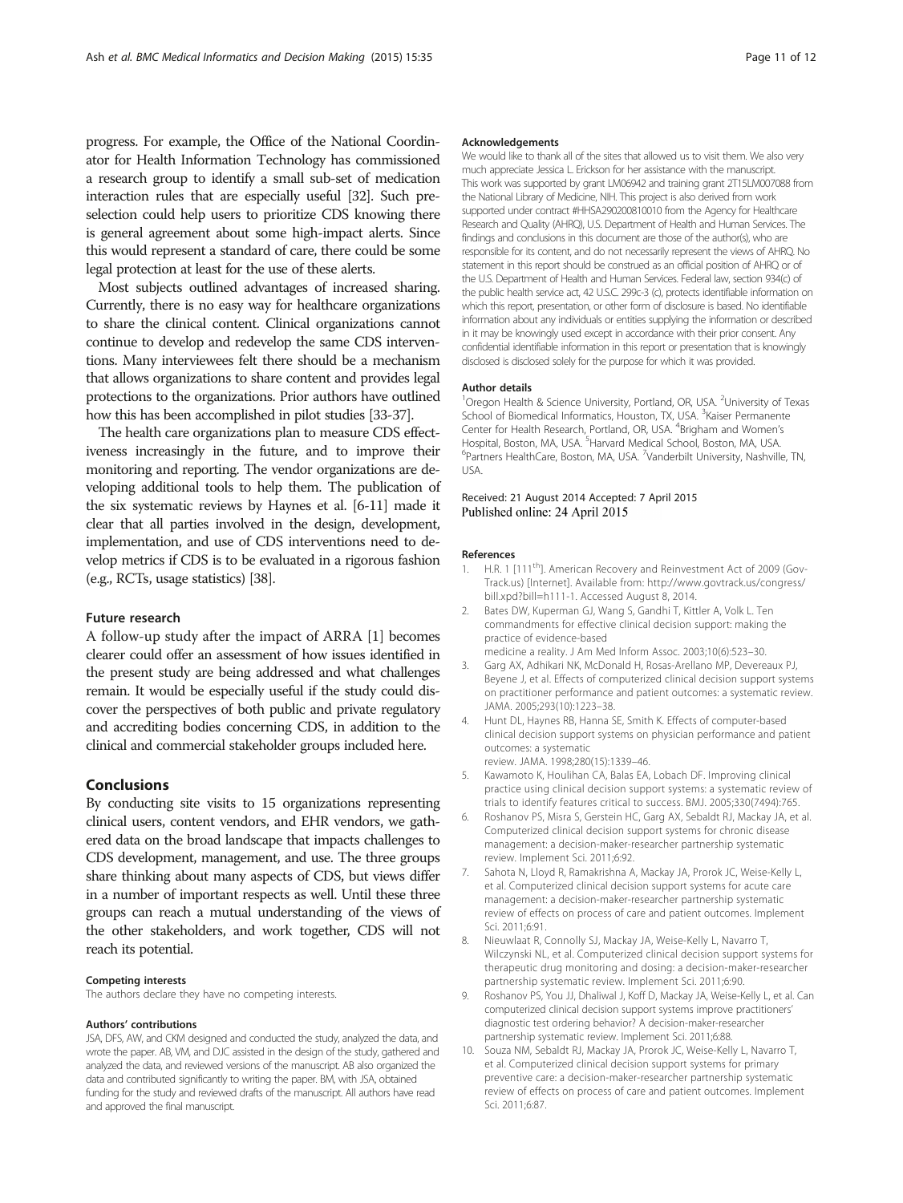progress. For example, the Office of the National Coordinator for Health Information Technology has commissioned a research group to identify a small sub-set of medication interaction rules that are especially useful [32]. Such pre-selection could help users to prioritize CDS knowing there is general agreement about some high-impact alerts. Since this would represent a standard of care, there could be some legal protection at least for the use of these alerts.

Most subjects outlined advantages of increased sharing. Currently, there is no easy way for healthcare organizations to share the clinical content. Clinical organizations cannot continue to develop and redevelop the same CDS interventions. Many interviewees felt there should be a mechanism that allows organizations to share content and provides legal protections to the organizations. Prior authors have outlined how this has been accomplished in pilot studies [33-37].

The health care organizations plan to measure CDS effectiveness increasingly in the future, and to improve their monitoring and reporting. The vendor organizations are developing additional tools to help them. The publication of the six systematic reviews by Haynes et al. [6-11] made it clear that all parties involved in the design, development, implementation, and use of CDS interventions need to develop metrics if CDS is to be evaluated in a rigorous fashion (e.g., RCTs, usage statistics) [38].

### Future research

A follow-up study after the impact of ARRA [1] becomes clearer could offer an assessment of how issues identified in the present study are being addressed and what challenges remain. It would be especially useful if the study could discover the perspectives of both public and private regulatory and accrediting bodies concerning CDS, in addition to the clinical and commercial stakeholder groups included here.

## Conclusions

By conducting site visits to 15 organizations representing clinical users, content vendors, and EHR vendors, we gathered data on the broad landscape that impacts challenges to CDS development, management, and use. The three groups share thinking about many aspects of CDS, but views differ in a number of important respects as well. Until these three groups can reach a mutual understanding of the views of the other stakeholders, and work together, CDS will not reach its potential.

#### Competing interests

The authors declare they have no competing interests.

#### Authors' contributions

JSA, DFS, AW, and CKM designed and conducted the study, analyzed the data, and wrote the paper. AB, VM, and DJC assisted in the design of the study, gathered and analyzed the data, and reviewed versions of the manuscript. AB also organized the data and contributed significantly to writing the paper. BM, with JSA, obtained funding for the study and reviewed drafts of the manuscript. All authors have read and approved the final manuscript.

#### Acknowledgements

We would like to thank all of the sites that allowed us to visit them. We also very much appreciate Jessica L. Erickson for her assistance with the manuscript. This work was supported by grant LM06942 and training grant 2T15LM007088 from the National Library of Medicine, NIH. This project is also derived from work supported under contract #HHSA290200810010 from the Agency for Healthcare Research and Quality (AHRQ), U.S. Department of Health and Human Services. The findings and conclusions in this document are those of the author(s), who are responsible for its content, and do not necessarily represent the views of AHRQ. No statement in this report should be construed as an official position of AHRQ or of the U.S. Department of Health and Human Services. Federal law, section 934(c) of the public health service act, 42 U.S.C. 299c-3 (c), protects identifiable information on which this report, presentation, or other form of disclosure is based. No identifiable information about any individuals or entities supplying the information or described in it may be knowingly used except in accordance with their prior consent. Any confidential identifiable information in this report or presentation that is knowingly disclosed is disclosed solely for the purpose for which it was provided.

#### Author details

[1]Oregon Health & Science University, Portland, OR, USA. [2]University of Texas School of Biomedical Informatics, Houston, TX, USA. [3]Kaiser Permanente Center for Health Research, Portland, OR, USA. [4]Brigham and Women's Hospital, Boston, MA, USA. [5]Harvard Medical School, Boston, MA, USA. [6]Partners HealthCare, Boston, MA, USA. [7]Vanderbilt University, Nashville, TN, USA.

Received: 21 August 2014 Accepted: 7 April 2015
Published online: 24 April 2015

#### References

1. H.R. 1 [111th]. American Recovery and Reinvestment Act of 2009 (GovTrack.us) [Internet]. Available from: http://www.govtrack.us/congress/bill.xpd?bill=h111-1. Accessed August 8, 2014.
2. Bates DW, Kuperman GJ, Wang S, Gandhi T, Kittler A, Volk L. Ten commandments for effective clinical decision support: making the practice of evidence-based medicine a reality. J Am Med Inform Assoc. 2003;10(6):523–30.
3. Garg AX, Adhikari NK, McDonald H, Rosas-Arellano MP, Devereaux PJ, Beyene J, et al. Effects of computerized clinical decision support systems on practitioner performance and patient outcomes: a systematic review. JAMA. 2005;293(10):1223–38.
4. Hunt DL, Haynes RB, Hanna SE, Smith K. Effects of computer-based clinical decision support systems on physician performance and patient outcomes: a systematic review. JAMA. 1998;280(15):1339–46.
5. Kawamoto K, Houlihan CA, Balas EA, Lobach DF. Improving clinical practice using clinical decision support systems: a systematic review of trials to identify features critical to success. BMJ. 2005;330(7494):765.
6. Roshanov PS, Misra S, Gerstein HC, Garg AX, Sebaldt RJ, Mackay JA, et al. Computerized clinical decision support systems for chronic disease management: a decision-maker-researcher partnership systematic review. Implement Sci. 2011;6:92.
7. Sahota N, Lloyd R, Ramakrishna A, Mackay JA, Prorok JC, Weise-Kelly L, et al. Computerized clinical decision support systems for acute care management: a decision-maker-researcher partnership systematic review of effects on process of care and patient outcomes. Implement Sci. 2011;6:91.
8. Nieuwlaat R, Connolly SJ, Mackay JA, Weise-Kelly L, Navarro T, Wilczynski NL, et al. Computerized clinical decision support systems for therapeutic drug monitoring and dosing: a decision-maker-researcher partnership systematic review. Implement Sci. 2011;6:90.
9. Roshanov PS, You JJ, Dhaliwal J, Koff D, Mackay JA, Weise-Kelly L, et al. Can computerized clinical decision support systems improve practitioners' diagnostic test ordering behavior? A decision-maker-researcher partnership systematic review. Implement Sci. 2011;6:88.
10. Souza NM, Sebaldt RJ, Mackay JA, Prorok JC, Weise-Kelly L, Navarro T, et al. Computerized clinical decision support systems for primary preventive care: a decision-maker-researcher partnership systematic review of effects on process of care and patient outcomes. Implement Sci. 2011;6:87.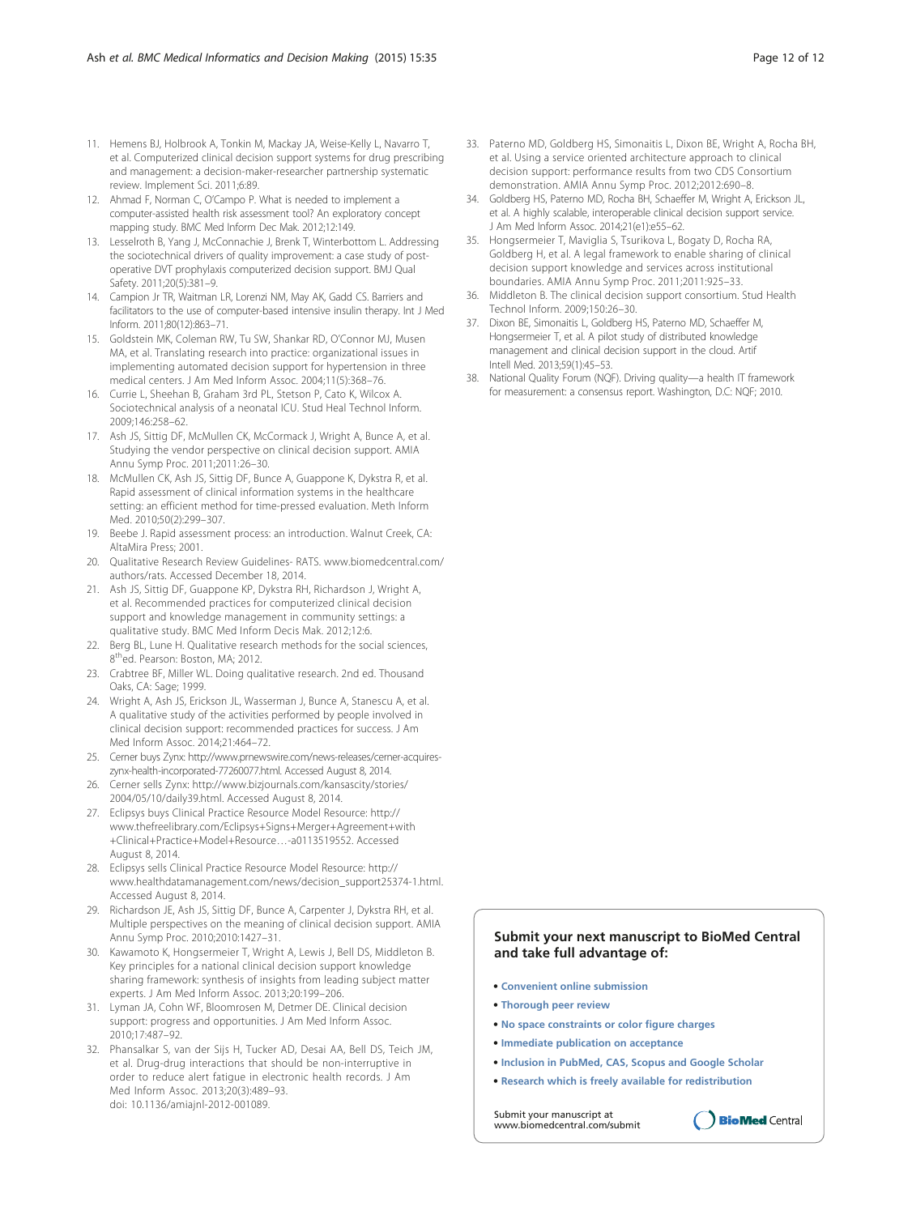11. Hemens BJ, Holbrook A, Tonkin M, Mackay JA, Weise-Kelly L, Navarro T, et al. Computerized clinical decision support systems for drug prescribing and management: a decision-maker-researcher partnership systematic review. Implement Sci. 2011;6:89.
12. Ahmad F, Norman C, O'Campo P. What is needed to implement a computer-assisted health risk assessment tool? An exploratory concept mapping study. BMC Med Inform Dec Mak. 2012;12:149.
13. Lesselroth B, Yang J, McConnachie J, Brenk T, Winterbottom L. Addressing the sociotechnical drivers of quality improvement: a case study of post-operative DVT prophylaxis computerized decision support. BMJ Qual Safety. 2011;20(5):381–9.
14. Campion Jr TR, Waitman LR, Lorenzi NM, May AK, Gadd CS. Barriers and facilitators to the use of computer-based intensive insulin therapy. Int J Med Inform. 2011;80(12):863–71.
15. Goldstein MK, Coleman RW, Tu SW, Shankar RD, O'Connor MJ, Musen MA, et al. Translating research into practice: organizational issues in implementing automated decision support for hypertension in three medical centers. J Am Med Inform Assoc. 2004;11(5):368–76.
16. Currie L, Sheehan B, Graham 3rd PL, Stetson P, Cato K, Wilcox A. Sociotechnical analysis of a neonatal ICU. Stud Heal Technol Inform. 2009;146:258–62.
17. Ash JS, Sittig DF, McMullen CK, McCormack J, Wright A, Bunce A, et al. Studying the vendor perspective on clinical decision support. AMIA Annu Symp Proc. 2011;2011:26–30.
18. McMullen CK, Ash JS, Sittig DF, Bunce A, Guappone K, Dykstra R, et al. Rapid assessment of clinical information systems in the healthcare setting: an efficient method for time-pressed evaluation. Meth Inform Med. 2010;50(2):299–307.
19. Beebe J. Rapid assessment process: an introduction. Walnut Creek, CA: AltaMira Press; 2001.
20. Qualitative Research Review Guidelines- RATS. www.biomedcentral.com/authors/rats. Accessed December 18, 2014.
21. Ash JS, Sittig DF, Guappone KP, Dykstra RH, Richardson J, Wright A, et al. Recommended practices for computerized clinical decision support and knowledge management in community settings: a qualitative study. BMC Med Inform Decis Mak. 2012;12:6.
22. Berg BL, Lune H. Qualitative research methods for the social sciences, 8th ed. Pearson: Boston, MA; 2012.
23. Crabtree BF, Miller WL. Doing qualitative research. 2nd ed. Thousand Oaks, CA: Sage; 1999.
24. Wright A, Ash JS, Erickson JL, Wasserman J, Bunce A, Stanescu A, et al. A qualitative study of the activities performed by people involved in clinical decision support: recommended practices for success. J Am Med Inform Assoc. 2014;21:464–72.
25. Cerner buys Zynx: http://www.prnewswire.com/news-releases/cerner-acquires-zynx-health-incorporated-77260077.html. Accessed August 8, 2014.
26. Cerner sells Zynx: http://www.bizjournals.com/kansascity/stories/2004/05/10/daily39.html. Accessed August 8, 2014.
27. Eclipsys buys Clinical Practice Resource Model Resource: http://www.thefreelibrary.com/Eclipsys+Signs+Merger+Agreement+with+Clinical+Practice+Model+Resource…-a0113519552. Accessed August 8, 2014.
28. Eclipsys sells Clinical Practice Resource Model Resource: http://www.healthdatamanagement.com/news/decision_support25374-1.html. Accessed August 8, 2014.
29. Richardson JE, Ash JS, Sittig DF, Bunce A, Carpenter J, Dykstra RH, et al. Multiple perspectives on the meaning of clinical decision support. AMIA Annu Symp Proc. 2010;2010:1427–31.
30. Kawamoto K, Hongsermeier T, Wright A, Lewis J, Bell DS, Middleton B. Key principles for a national clinical decision support knowledge sharing framework: synthesis of insights from leading subject matter experts. J Am Med Inform Assoc. 2013;20:199–206.
31. Lyman JA, Cohn WF, Bloomrosen M, Detmer DE. Clinical decision support: progress and opportunities. J Am Med Inform Assoc. 2010;17:487–92.
32. Phansalkar S, van der Sijs H, Tucker AD, Desai AA, Bell DS, Teich JM, et al. Drug-drug interactions that should be non-interruptive in order to reduce alert fatigue in electronic health records. J Am Med Inform Assoc. 2013;20(3):489–93. doi: 10.1136/amiajnl-2012-001089.
33. Paterno MD, Goldberg HS, Simonaitis L, Dixon BE, Wright A, Rocha BH, et al. Using a service oriented architecture approach to clinical decision support: performance results from two CDS Consortium demonstration. AMIA Annu Symp Proc. 2012;2012:690–8.
34. Goldberg HS, Paterno MD, Rocha BH, Schaeffer M, Wright A, Erickson JL, et al. A highly scalable, interoperable clinical decision support service. J Am Med Inform Assoc. 2014;21(e1):e55–62.
35. Hongsermeier T, Maviglia S, Tsurikova L, Bogaty D, Rocha RA, Goldberg H, et al. A legal framework to enable sharing of clinical decision support knowledge and services across institutional boundaries. AMIA Annu Symp Proc. 2011;2011:925–33.
36. Middleton B. The clinical decision support consortium. Stud Health Technol Inform. 2009;150:26–30.
37. Dixon BE, Simonaitis L, Goldberg HS, Paterno MD, Schaeffer M, Hongsermeier T, et al. A pilot study of distributed knowledge management and clinical decision support in the cloud. Artif Intell Med. 2013;59(1):45–53.
38. National Quality Forum (NQF). Driving quality—a health IT framework for measurement: a consensus report. Washington, D.C: NQF; 2010.

**Submit your next manuscript to BioMed Central and take full advantage of:**

- **Convenient online submission**
- **Thorough peer review**
- **No space constraints or color figure charges**
- **Immediate publication on acceptance**
- **Inclusion in PubMed, CAS, Scopus and Google Scholar**
- **Research which is freely available for redistribution**

Submit your manuscript at
www.biomedcentral.com/submit

BioMed Central